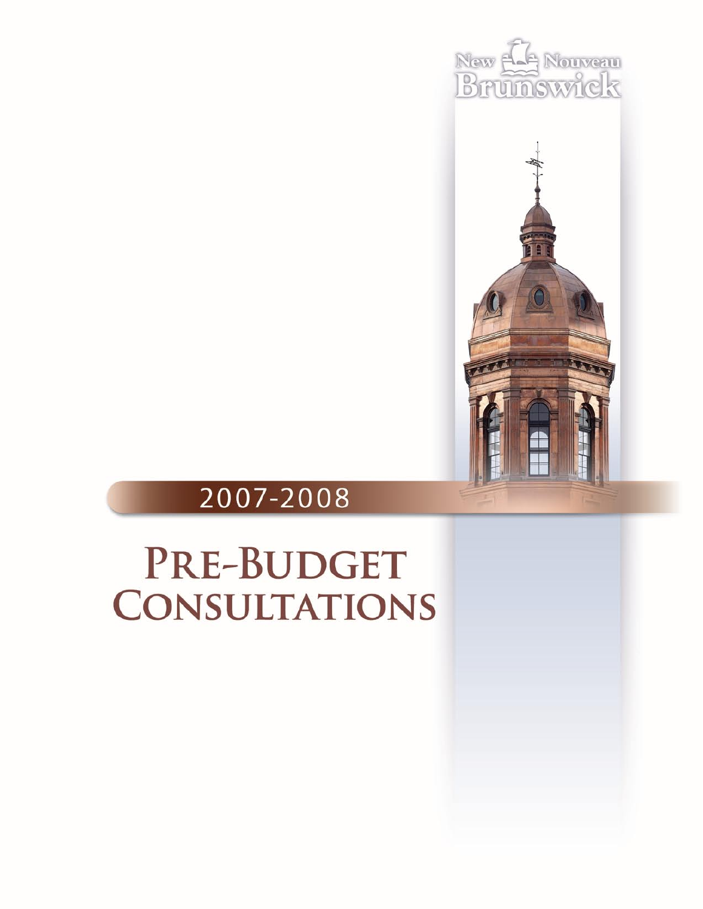New Nouveau Brunswick

2007-2008

# Pre-Budget Consultations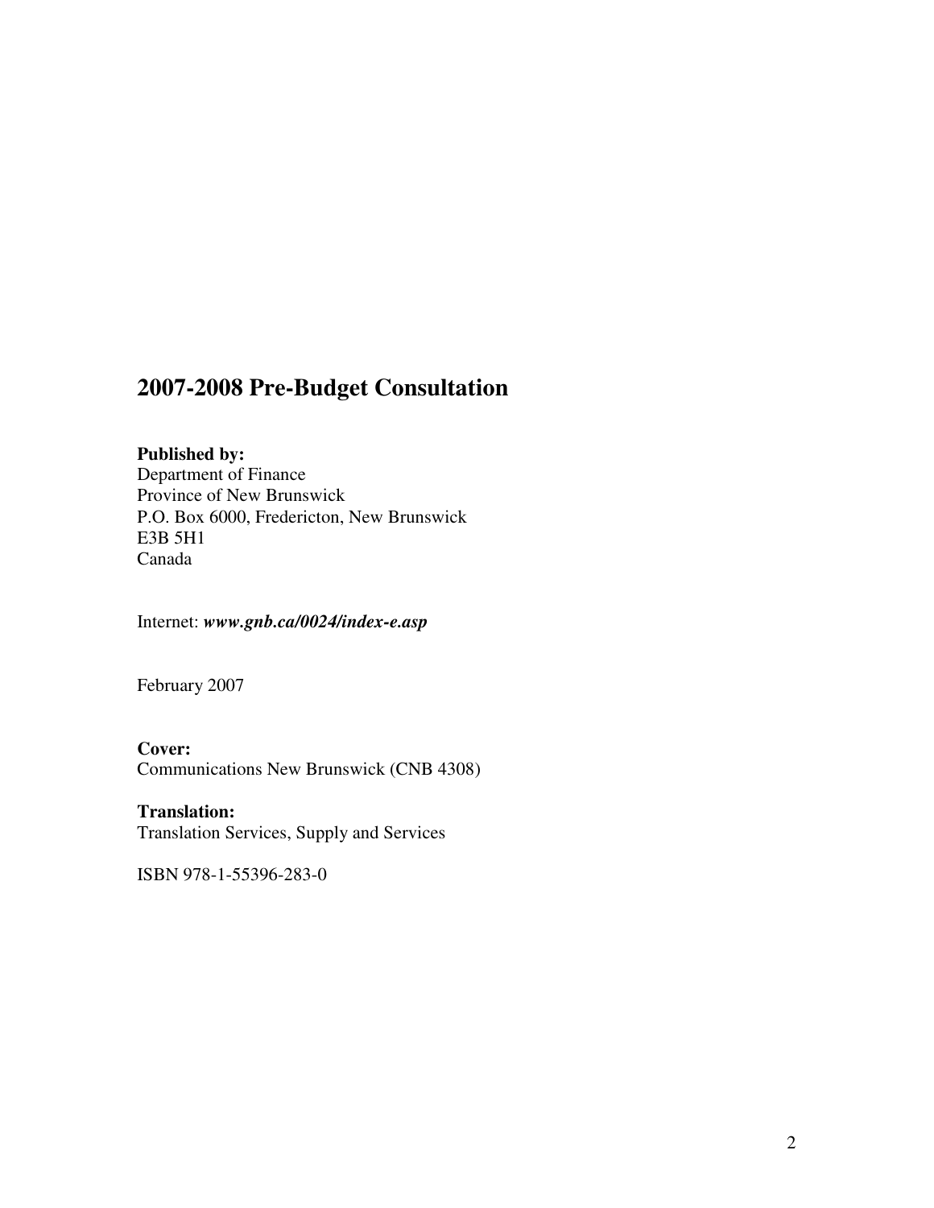# 2007-2008 Pre-Budget Consultation

**Published by:**
Department of Finance
Province of New Brunswick
P.O. Box 6000, Fredericton, New Brunswick
E3B 5H1
Canada

Internet: ***www.gnb.ca/0024/index-e.asp***

February 2007

**Cover:**
Communications New Brunswick (CNB 4308)

**Translation:**
Translation Services, Supply and Services

ISBN 978-1-55396-283-0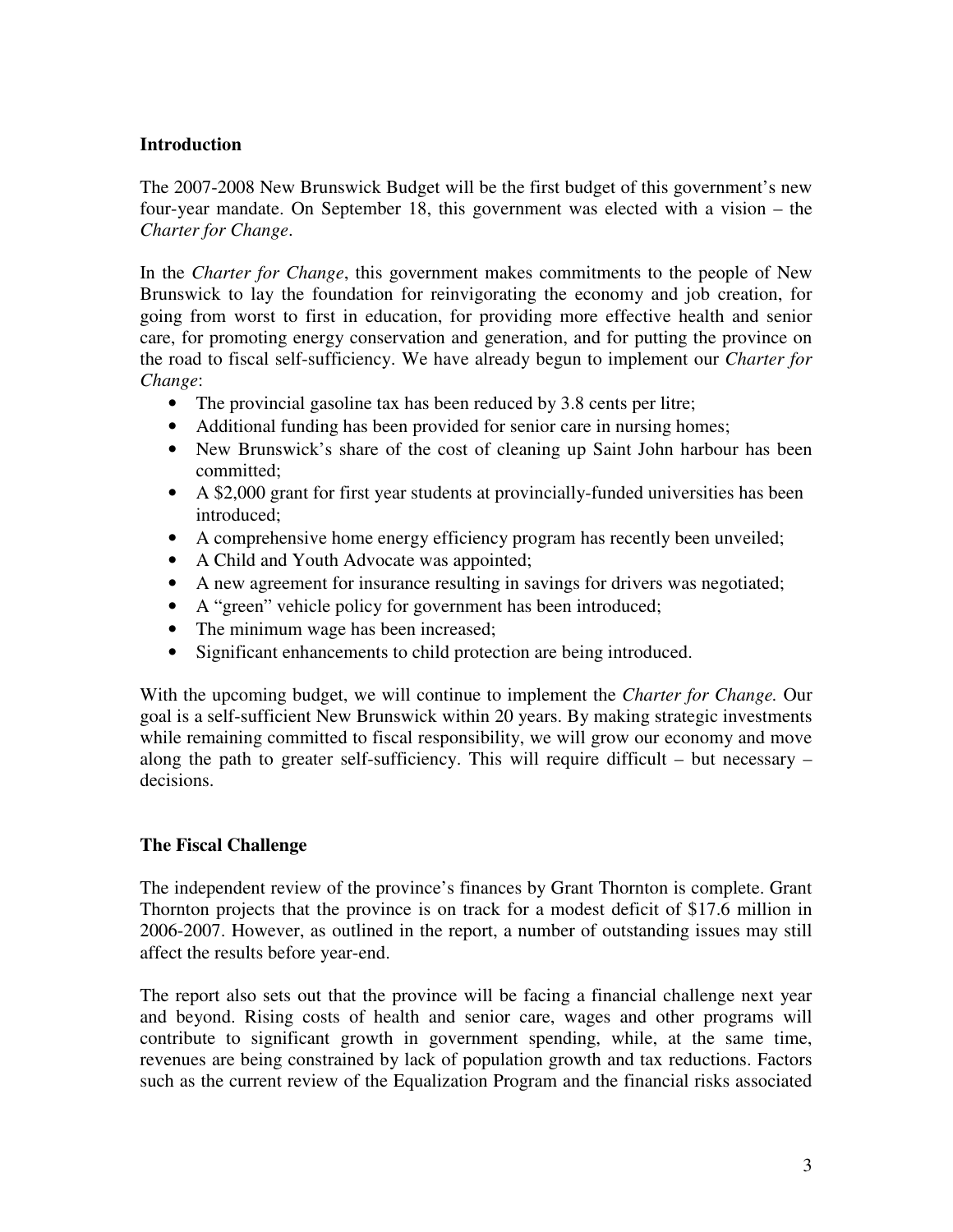## Introduction

The 2007-2008 New Brunswick Budget will be the first budget of this government's new four-year mandate. On September 18, this government was elected with a vision – the *Charter for Change*.

In the *Charter for Change*, this government makes commitments to the people of New Brunswick to lay the foundation for reinvigorating the economy and job creation, for going from worst to first in education, for providing more effective health and senior care, for promoting energy conservation and generation, and for putting the province on the road to fiscal self-sufficiency. We have already begun to implement our *Charter for Change*:

- The provincial gasoline tax has been reduced by 3.8 cents per litre;
- Additional funding has been provided for senior care in nursing homes;
- New Brunswick's share of the cost of cleaning up Saint John harbour has been committed;
- A $2,000 grant for first year students at provincially-funded universities has been introduced;
- A comprehensive home energy efficiency program has recently been unveiled;
- A Child and Youth Advocate was appointed;
- A new agreement for insurance resulting in savings for drivers was negotiated;
- A "green" vehicle policy for government has been introduced;
- The minimum wage has been increased;
- Significant enhancements to child protection are being introduced.

With the upcoming budget, we will continue to implement the *Charter for Change.* Our goal is a self-sufficient New Brunswick within 20 years. By making strategic investments while remaining committed to fiscal responsibility, we will grow our economy and move along the path to greater self-sufficiency. This will require difficult – but necessary – decisions.

## The Fiscal Challenge

The independent review of the province's finances by Grant Thornton is complete. Grant Thornton projects that the province is on track for a modest deficit of $17.6 million in 2006-2007. However, as outlined in the report, a number of outstanding issues may still affect the results before year-end.

The report also sets out that the province will be facing a financial challenge next year and beyond. Rising costs of health and senior care, wages and other programs will contribute to significant growth in government spending, while, at the same time, revenues are being constrained by lack of population growth and tax reductions. Factors such as the current review of the Equalization Program and the financial risks associated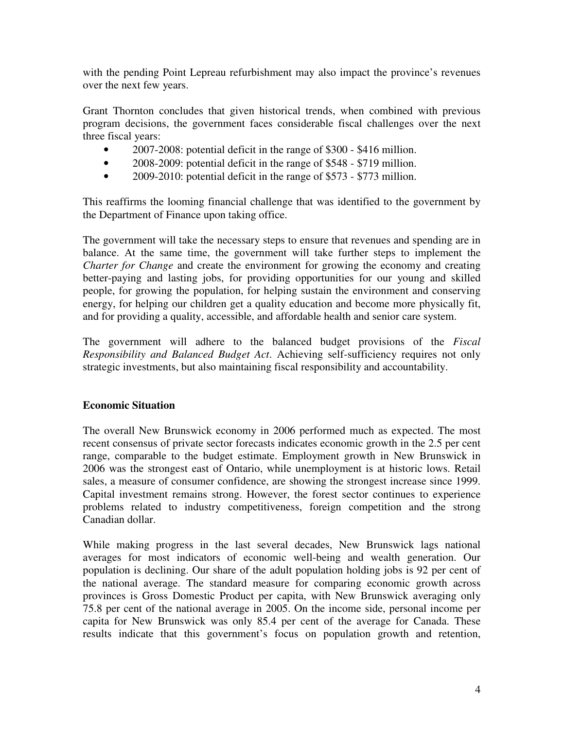with the pending Point Lepreau refurbishment may also impact the province's revenues over the next few years.

Grant Thornton concludes that given historical trends, when combined with previous program decisions, the government faces considerable fiscal challenges over the next three fiscal years:

- 2007-2008: potential deficit in the range of $300 - $416 million.
- 2008-2009: potential deficit in the range of $548 - $719 million.
- 2009-2010: potential deficit in the range of $573 - $773 million.

This reaffirms the looming financial challenge that was identified to the government by the Department of Finance upon taking office.

The government will take the necessary steps to ensure that revenues and spending are in balance. At the same time, the government will take further steps to implement the *Charter for Change* and create the environment for growing the economy and creating better-paying and lasting jobs, for providing opportunities for our young and skilled people, for growing the population, for helping sustain the environment and conserving energy, for helping our children get a quality education and become more physically fit, and for providing a quality, accessible, and affordable health and senior care system.

The government will adhere to the balanced budget provisions of the *Fiscal Responsibility and Balanced Budget Act*. Achieving self-sufficiency requires not only strategic investments, but also maintaining fiscal responsibility and accountability.

## Economic Situation

The overall New Brunswick economy in 2006 performed much as expected. The most recent consensus of private sector forecasts indicates economic growth in the 2.5 per cent range, comparable to the budget estimate. Employment growth in New Brunswick in 2006 was the strongest east of Ontario, while unemployment is at historic lows. Retail sales, a measure of consumer confidence, are showing the strongest increase since 1999. Capital investment remains strong. However, the forest sector continues to experience problems related to industry competitiveness, foreign competition and the strong Canadian dollar.

While making progress in the last several decades, New Brunswick lags national averages for most indicators of economic well-being and wealth generation. Our population is declining. Our share of the adult population holding jobs is 92 per cent of the national average. The standard measure for comparing economic growth across provinces is Gross Domestic Product per capita, with New Brunswick averaging only 75.8 per cent of the national average in 2005. On the income side, personal income per capita for New Brunswick was only 85.4 per cent of the average for Canada. These results indicate that this government's focus on population growth and retention,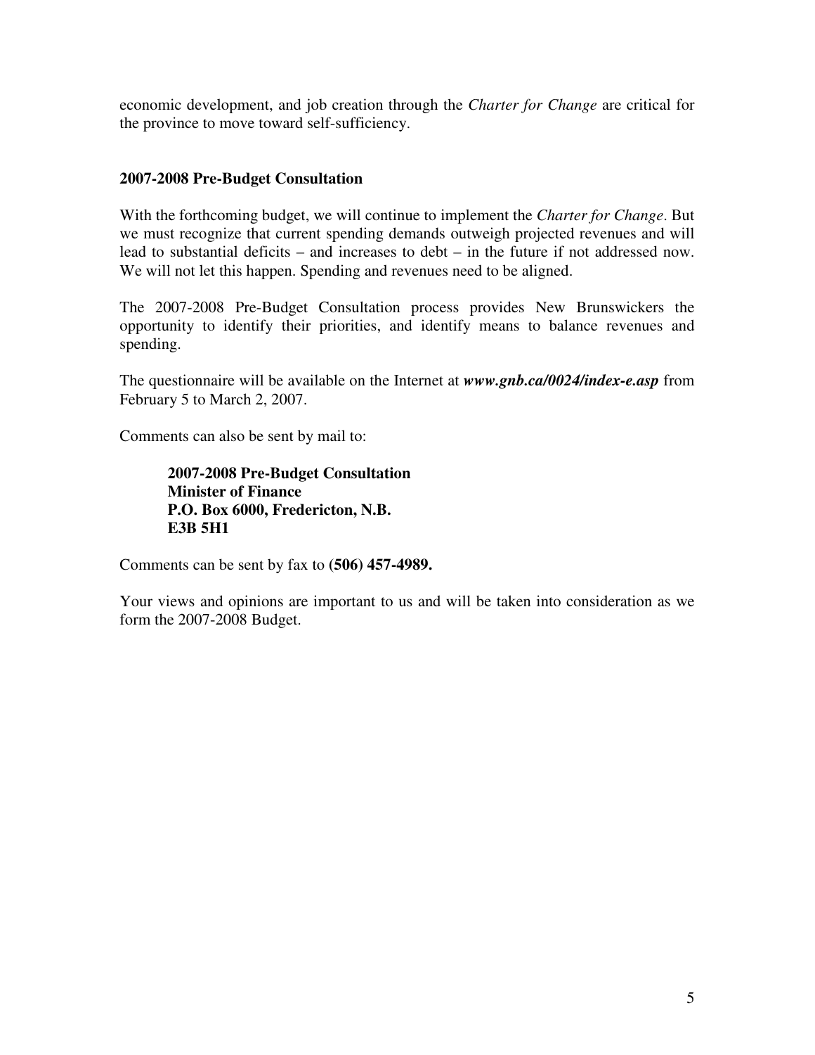economic development, and job creation through the *Charter for Change* are critical for the province to move toward self-sufficiency.

## 2007-2008 Pre-Budget Consultation

With the forthcoming budget, we will continue to implement the *Charter for Change*. But we must recognize that current spending demands outweigh projected revenues and will lead to substantial deficits – and increases to debt – in the future if not addressed now. We will not let this happen. Spending and revenues need to be aligned.

The 2007-2008 Pre-Budget Consultation process provides New Brunswickers the opportunity to identify their priorities, and identify means to balance revenues and spending.

The questionnaire will be available on the Internet at ***www.gnb.ca/0024/index-e.asp*** from February 5 to March 2, 2007.

Comments can also be sent by mail to:

> **2007-2008 Pre-Budget Consultation**
> **Minister of Finance**
> **P.O. Box 6000, Fredericton, N.B.**
> **E3B 5H1**

Comments can be sent by fax to **(506) 457-4989.**

Your views and opinions are important to us and will be taken into consideration as we form the 2007-2008 Budget.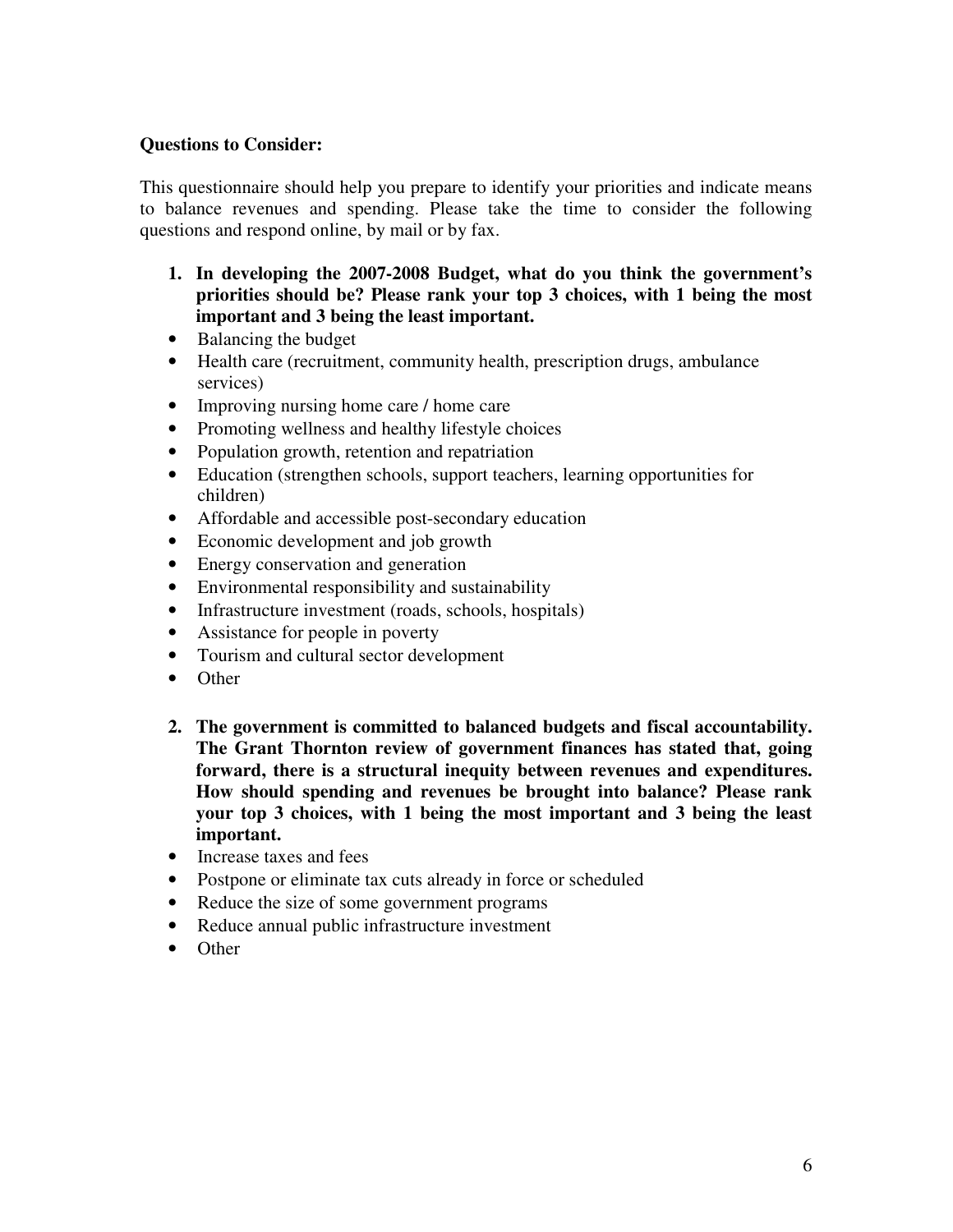**Questions to Consider:**

This questionnaire should help you prepare to identify your priorities and indicate means to balance revenues and spending. Please take the time to consider the following questions and respond online, by mail or by fax.

1. **In developing the 2007-2008 Budget, what do you think the government's priorities should be? Please rank your top 3 choices, with 1 being the most important and 3 being the least important.**

- Balancing the budget
- Health care (recruitment, community health, prescription drugs, ambulance services)
- Improving nursing home care / home care
- Promoting wellness and healthy lifestyle choices
- Population growth, retention and repatriation
- Education (strengthen schools, support teachers, learning opportunities for children)
- Affordable and accessible post-secondary education
- Economic development and job growth
- Energy conservation and generation
- Environmental responsibility and sustainability
- Infrastructure investment (roads, schools, hospitals)
- Assistance for people in poverty
- Tourism and cultural sector development
- Other

2. **The government is committed to balanced budgets and fiscal accountability. The Grant Thornton review of government finances has stated that, going forward, there is a structural inequity between revenues and expenditures. How should spending and revenues be brought into balance? Please rank your top 3 choices, with 1 being the most important and 3 being the least important.**

- Increase taxes and fees
- Postpone or eliminate tax cuts already in force or scheduled
- Reduce the size of some government programs
- Reduce annual public infrastructure investment
- Other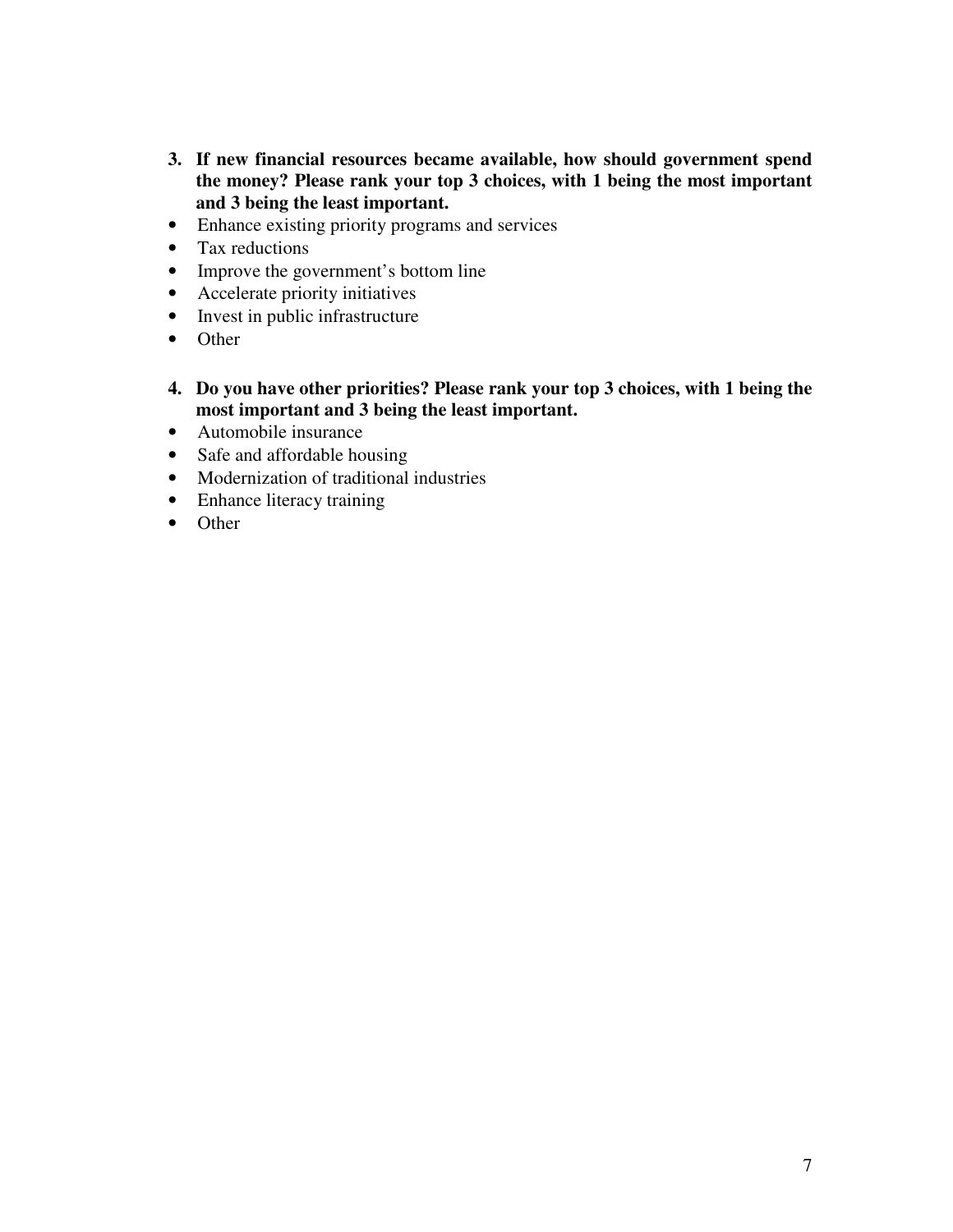**3. If new financial resources became available, how should government spend the money? Please rank your top 3 choices, with 1 being the most important and 3 being the least important.**

- Enhance existing priority programs and services
- Tax reductions
- Improve the government's bottom line
- Accelerate priority initiatives
- Invest in public infrastructure
- Other

**4. Do you have other priorities? Please rank your top 3 choices, with 1 being the most important and 3 being the least important.**

- Automobile insurance
- Safe and affordable housing
- Modernization of traditional industries
- Enhance literacy training
- Other